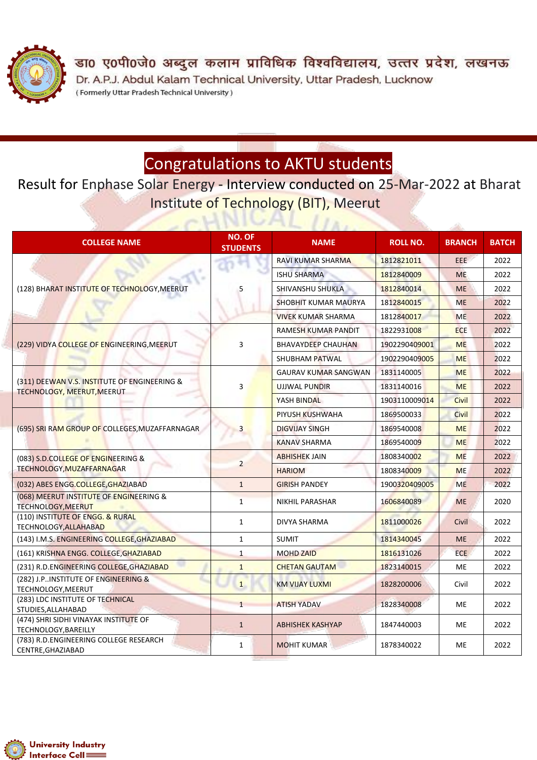डा0 ए0पी0जे0 अब्दुल कलाम प्राविधिक विश्वविद्यालय, उत्तर प्रदेश, लखनऊ

Dr. A.P.J. Abdul Kalam Technical University, Uttar Pradesh, Lucknow

( Formerly Uttar Pradesh Technical University )

# Congratulations to AKTU students

## Result for Enphase Solar Energy - Interview conducted on 25-Mar-2022 at Bharat Institute of Technology (BIT), Meerut

| COLLEGE NAME | NO. OF STUDENTS | NAME | ROLL NO. | BRANCH | BATCH |
|---|---|---|---|---|---|
| (128) BHARAT INSTITUTE OF TECHNOLOGY,MEERUT | 5 | RAVI KUMAR SHARMA | 1812821011 | EEE | 2022 |
| | | ISHU SHARMA | 1812840009 | ME | 2022 |
| | | SHIVANSHU SHUKLA | 1812840014 | ME | 2022 |
| | | SHOBHIT KUMAR MAURYA | 1812840015 | ME | 2022 |
| | | VIVEK KUMAR SHARMA | 1812840017 | ME | 2022 |
| (229) VIDYA COLLEGE OF ENGINEERING,MEERUT | 3 | RAMESH KUMAR PANDIT | 1822931008 | ECE | 2022 |
| | | BHAVAYDEEP CHAUHAN | 1902290409001 | ME | 2022 |
| | | SHUBHAM PATWAL | 1902290409005 | ME | 2022 |
| (311) DEEWAN V.S. INSTITUTE OF ENGINEERING & TECHNOLOGY, MEERUT,MEERUT | 3 | GAURAV KUMAR SANGWAN | 1831140005 | ME | 2022 |
| | | UJJWAL PUNDIR | 1831140016 | ME | 2022 |
| | | YASH BINDAL | 1903110009014 | Civil | 2022 |
| (695) SRI RAM GROUP OF COLLEGES,MUZAFFARNAGAR | 3 | PIYUSH KUSHWAHA | 1869500033 | Civil | 2022 |
| | | DIGVIJAY SINGH | 1869540008 | ME | 2022 |
| | | KANAV SHARMA | 1869540009 | ME | 2022 |
| (083) S.D.COLLEGE OF ENGINEERING & TECHNOLOGY,MUZAFFARNAGAR | 2 | ABHISHEK JAIN | 1808340002 | ME | 2022 |
| | | HARIOM | 1808340009 | ME | 2022 |
| (032) ABES ENGG.COLLEGE,GHAZIABAD | 1 | GIRISH PANDEY | 1900320409005 | ME | 2022 |
| (068) MEERUT INSTITUTE OF ENGINEERING & TECHNOLOGY,MEERUT | 1 | NIKHIL PARASHAR | 1606840089 | ME | 2020 |
| (110) INSTITUTE OF ENGG. & RURAL TECHNOLOGY,ALLAHABAD | 1 | DIVYA SHARMA | 1811000026 | Civil | 2022 |
| (143) I.M.S. ENGINEERING COLLEGE,GHAZIABAD | 1 | SUMIT | 1814340045 | ME | 2022 |
| (161) KRISHNA ENGG. COLLEGE,GHAZIABAD | 1 | MOHD ZAID | 1816131026 | ECE | 2022 |
| (231) R.D.ENGINEERING COLLEGE,GHAZIABAD | 1 | CHETAN GAUTAM | 1823140015 | ME | 2022 |
| (282) J.P..INSTITUTE OF ENGINEERING & TECHNOLOGY,MEERUT | 1 | KM VIJAY LUXMI | 1828200006 | Civil | 2022 |
| (283) LDC INSTITUTE OF TECHNICAL STUDIES,ALLAHABAD | 1 | ATISH YADAV | 1828340008 | ME | 2022 |
| (474) SHRI SIDHI VINAYAK INSTITUTE OF TECHNOLOGY,BAREILLY | 1 | ABHISHEK KASHYAP | 1847440003 | ME | 2022 |
| (783) R.D.ENGINEERING COLLEGE RESEARCH CENTRE,GHAZIABAD | 1 | MOHIT KUMAR | 1878340022 | ME | 2022 |

University Industry Interface Cell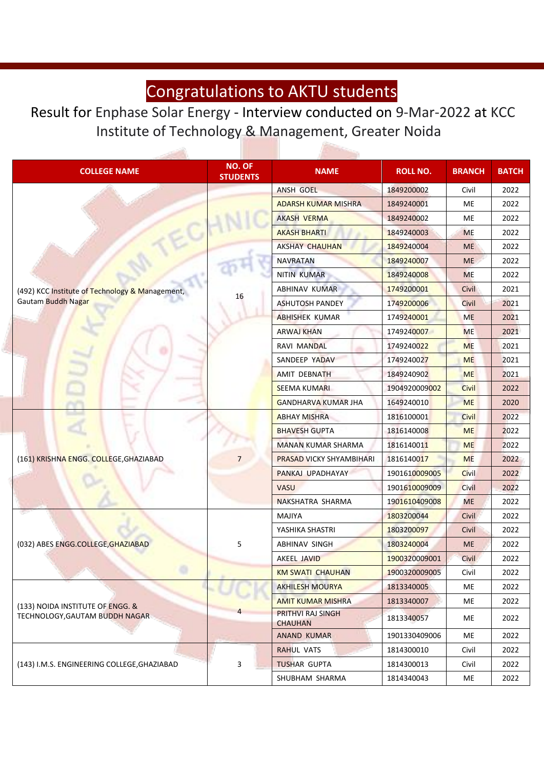# Congratulations to AKTU students

## Result for Enphase Solar Energy - Interview conducted on 9-Mar-2022 at KCC Institute of Technology & Management, Greater Noida

| COLLEGE NAME | NO. OF STUDENTS | NAME | ROLL NO. | BRANCH | BATCH |
|---|---|---|---|---|---|
| (492) KCC Institute of Technology & Management, Gautam Buddh Nagar | 16 | ANSH GOEL | 1849200002 | Civil | 2022 |
| | | ADARSH KUMAR MISHRA | 1849240001 | ME | 2022 |
| | | AKASH VERMA | 1849240002 | ME | 2022 |
| | | AKASH BHARTI | 1849240003 | ME | 2022 |
| | | AKSHAY CHAUHAN | 1849240004 | ME | 2022 |
| | | NAVRATAN | 1849240007 | ME | 2022 |
| | | NITIN KUMAR | 1849240008 | ME | 2022 |
| | | ABHINAV KUMAR | 1749200001 | Civil | 2021 |
| | | ASHUTOSH PANDEY | 1749200006 | Civil | 2021 |
| | | ABHISHEK KUMAR | 1749240001 | ME | 2021 |
| | | ARWAJ KHAN | 1749240007 | ME | 2021 |
| | | RAVI MANDAL | 1749240022 | ME | 2021 |
| | | SANDEEP YADAV | 1749240027 | ME | 2021 |
| | | AMIT DEBNATH | 1849240902 | ME | 2021 |
| | | SEEMA KUMARI | 1904920009002 | Civil | 2022 |
| | | GANDHARVA KUMAR JHA | 1649240010 | ME | 2020 |
| (161) KRISHNA ENGG. COLLEGE,GHAZIABAD | 7 | ABHAY MISHRA | 1816100001 | Civil | 2022 |
| | | BHAVESH GUPTA | 1816140008 | ME | 2022 |
| | | MANAN KUMAR SHARMA | 1816140011 | ME | 2022 |
| | | PRASAD VICKY SHYAMBIHARI | 1816140017 | ME | 2022 |
| | | PANKAJ UPADHAYAY | 1901610009005 | Civil | 2022 |
| | | VASU | 1901610009009 | Civil | 2022 |
| | | NAKSHATRA SHARMA | 1901610409008 | ME | 2022 |
| (032) ABES ENGG.COLLEGE,GHAZIABAD | 5 | MAJIYA | 1803200044 | Civil | 2022 |
| | | YASHIKA SHASTRI | 1803200097 | Civil | 2022 |
| | | ABHINAV SINGH | 1803240004 | ME | 2022 |
| | | AKEEL JAVID | 1900320009001 | Civil | 2022 |
| | | KM SWATI CHAUHAN | 1900320009005 | Civil | 2022 |
| (133) NOIDA INSTITUTE OF ENGG. & TECHNOLOGY,GAUTAM BUDDH NAGAR | 4 | AKHILESH MOURYA | 1813340005 | ME | 2022 |
| | | AMIT KUMAR MISHRA | 1813340007 | ME | 2022 |
| | | PRITHVI RAJ SINGH CHAUHAN | 1813340057 | ME | 2022 |
| | | ANAND KUMAR | 1901330409006 | ME | 2022 |
| (143) I.M.S. ENGINEERING COLLEGE,GHAZIABAD | 3 | RAHUL VATS | 1814300010 | Civil | 2022 |
| | | TUSHAR GUPTA | 1814300013 | Civil | 2022 |
| | | SHUBHAM SHARMA | 1814340043 | ME | 2022 |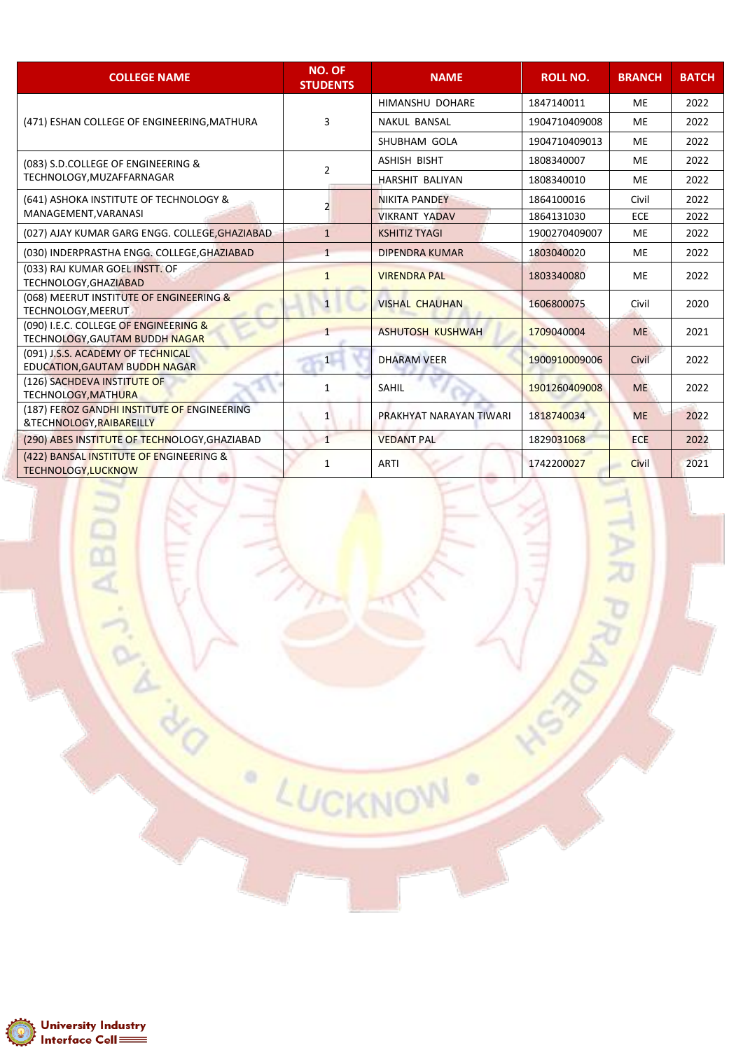| COLLEGE NAME | NO. OF STUDENTS | NAME | ROLL NO. | BRANCH | BATCH |
|---|---|---|---|---|---|
| (471) ESHAN COLLEGE OF ENGINEERING,MATHURA | 3 | HIMANSHU DOHARE | 1847140011 | ME | 2022 |
| | | NAKUL BANSAL | 1904710409008 | ME | 2022 |
| | | SHUBHAM GOLA | 1904710409013 | ME | 2022 |
| (083) S.D.COLLEGE OF ENGINEERING & TECHNOLOGY,MUZAFFARNAGAR | 2 | ASHISH BISHT | 1808340007 | ME | 2022 |
| | | HARSHIT BALIYAN | 1808340010 | ME | 2022 |
| (641) ASHOKA INSTITUTE OF TECHNOLOGY & MANAGEMENT,VARANASI | 2 | NIKITA PANDEY | 1864100016 | Civil | 2022 |
| | | VIKRANT YADAV | 1864131030 | ECE | 2022 |
| (027) AJAY KUMAR GARG ENGG. COLLEGE,GHAZIABAD | 1 | KSHITIZ TYAGI | 1900270409007 | ME | 2022 |
| (030) INDERPRASTHA ENGG. COLLEGE,GHAZIABAD | 1 | DIPENDRA KUMAR | 1803040020 | ME | 2022 |
| (033) RAJ KUMAR GOEL INSTT. OF TECHNOLOGY,GHAZIABAD | 1 | VIRENDRA PAL | 1803340080 | ME | 2022 |
| (068) MEERUT INSTITUTE OF ENGINEERING & TECHNOLOGY,MEERUT | 1 | VISHAL CHAUHAN | 1606800075 | Civil | 2020 |
| (090) I.E.C. COLLEGE OF ENGINEERING & TECHNOLOGY,GAUTAM BUDDH NAGAR | 1 | ASHUTOSH KUSHWAH | 1709040004 | ME | 2021 |
| (091) J.S.S. ACADEMY OF TECHNICAL EDUCATION,GAUTAM BUDDH NAGAR | 1 | DHARAM VEER | 1900910009006 | Civil | 2022 |
| (126) SACHDEVA INSTITUTE OF TECHNOLOGY,MATHURA | 1 | SAHIL | 1901260409008 | ME | 2022 |
| (187) FEROZ GANDHI INSTITUTE OF ENGINEERING &TECHNOLOGY,RAIBAREILLY | 1 | PRAKHYAT NARAYAN TIWARI | 1818740034 | ME | 2022 |
| (290) ABES INSTITUTE OF TECHNOLOGY,GHAZIABAD | 1 | VEDANT PAL | 1829031068 | ECE | 2022 |
| (422) BANSAL INSTITUTE OF ENGINEERING & TECHNOLOGY,LUCKNOW | 1 | ARTI | 1742200027 | Civil | 2021 |